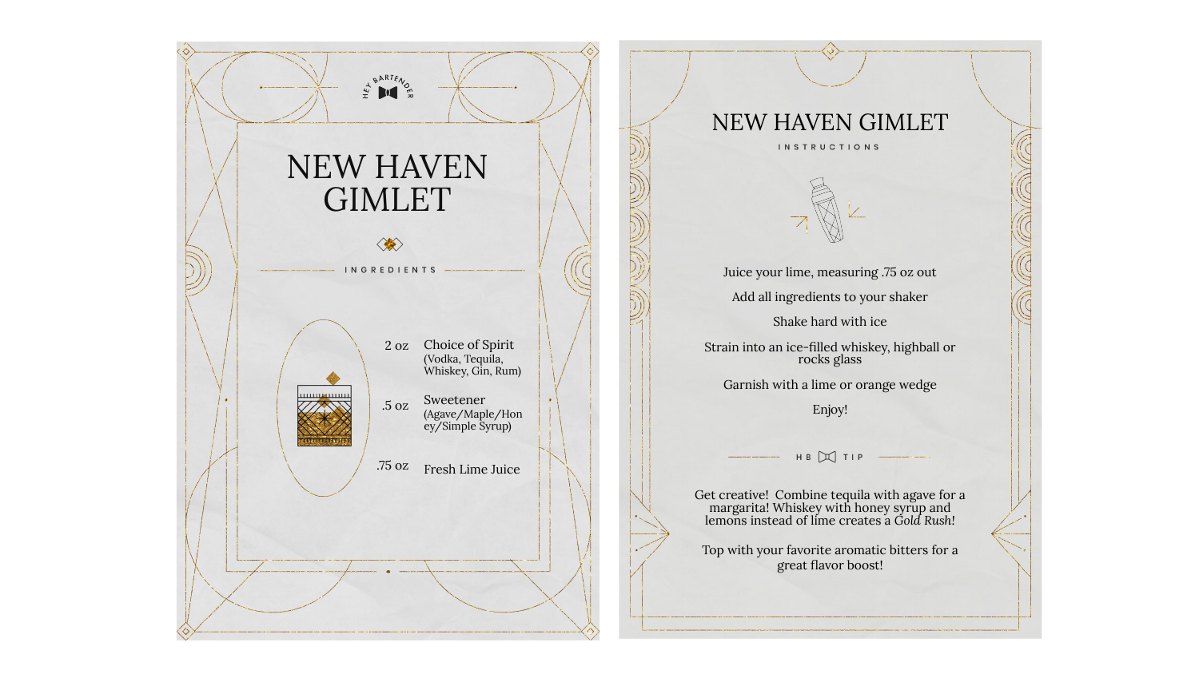# NEW HAVEN GIMLET

INGREDIENTS

| | |
|---|---|
| 2 oz | Choice of Spirit (Vodka, Tequila, Whiskey, Gin, Rum) |
| .5 oz | Sweetener (Agave/Maple/Honey/Simple Syrup) |
| .75 oz | Fresh Lime Juice |

# NEW HAVEN GIMLET

INSTRUCTIONS

Juice your lime, measuring .75 oz out

Add all ingredients to your shaker

Shake hard with ice

Strain into an ice-filled whiskey, highball or rocks glass

Garnish with a lime or orange wedge

Enjoy!

HB TIP

Get creative! Combine tequila with agave for a margarita! Whiskey with honey syrup and lemons instead of lime creates a *Gold Rush!*

Top with your favorite aromatic bitters for a great flavor boost!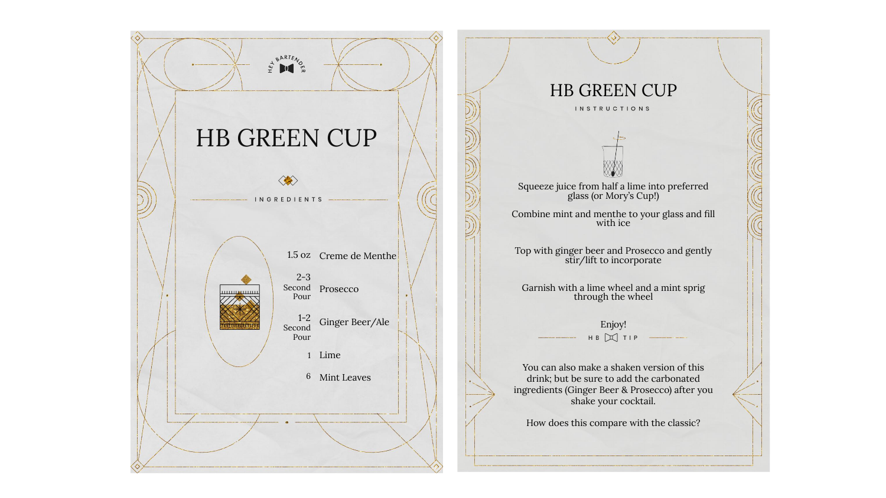HEY BARTENDER

# HB GREEN CUP

## INGREDIENTS

| | |
|---|---|
| 1.5 oz | Creme de Menthe |
| 2-3 Second Pour | Prosecco |
| 1-2 Second Pour | Ginger Beer/Ale |
| 1 | Lime |
| 6 | Mint Leaves |

# HB GREEN CUP

## INSTRUCTIONS

Squeeze juice from half a lime into preferred glass (or Mory's Cup!)

Combine mint and menthe to your glass and fill with ice

Top with ginger beer and Prosecco and gently stir/lift to incorporate

Garnish with a lime wheel and a mint sprig through the wheel

Enjoy!

### HB TIP

You can also make a shaken version of this drink; but be sure to add the carbonated ingredients (Ginger Beer & Prosecco) after you shake your cocktail.

How does this compare with the classic?